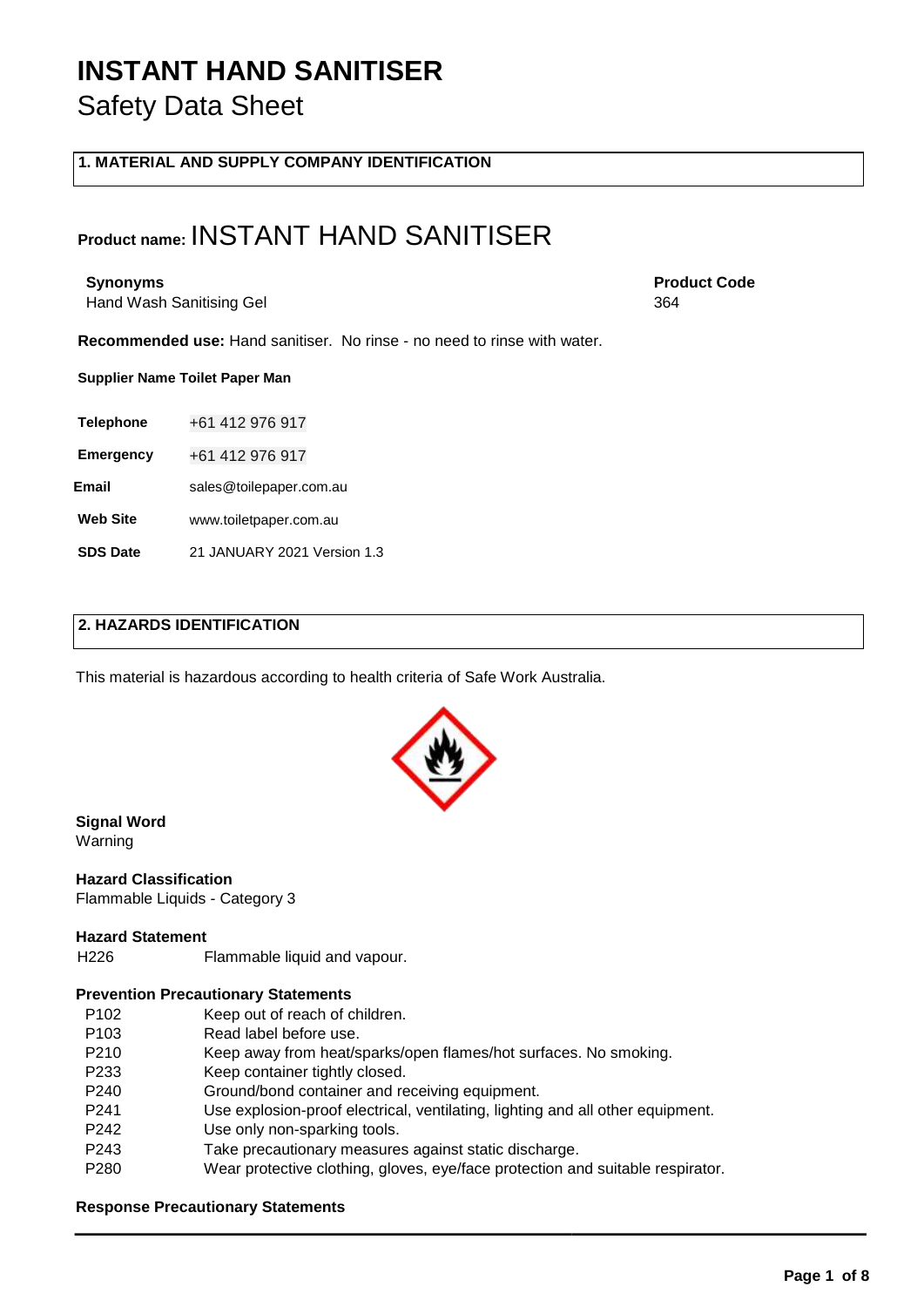# INSTANT HAND SANITISER

Safety Data Sheet

## 1. MATERIAL AND SUPPLY COMPANY IDENTIFICATION

**Product name:** INSTANT HAND SANITISER

**Synonyms**
Hand Wash Sanitising Gel

**Product Code**
364

**Recommended use:** Hand sanitiser. No rinse - no need to rinse with water.

**Supplier Name Toilet Paper Man**

| | |
|---|---|
| **Telephone** | +61 412 976 917 |
| **Emergency** | +61 412 976 917 |
| **Email** | sales@toilepaper.com.au |
| **Web Site** | www.toiletpaper.com.au |
| **SDS Date** | 21 JANUARY 2021 Version 1.3 |

## 2. HAZARDS IDENTIFICATION

This material is hazardous according to health criteria of Safe Work Australia.

**Signal Word**
Warning

**Hazard Classification**
Flammable Liquids - Category 3

**Hazard Statement**

| | |
|---|---|
| H226 | Flammable liquid and vapour. |

**Prevention Precautionary Statements**

| | |
|---|---|
| P102 | Keep out of reach of children. |
| P103 | Read label before use. |
| P210 | Keep away from heat/sparks/open flames/hot surfaces. No smoking. |
| P233 | Keep container tightly closed. |
| P240 | Ground/bond container and receiving equipment. |
| P241 | Use explosion-proof electrical, ventilating, lighting and all other equipment. |
| P242 | Use only non-sparking tools. |
| P243 | Take precautionary measures against static discharge. |
| P280 | Wear protective clothing, gloves, eye/face protection and suitable respirator. |

**Response Precautionary Statements**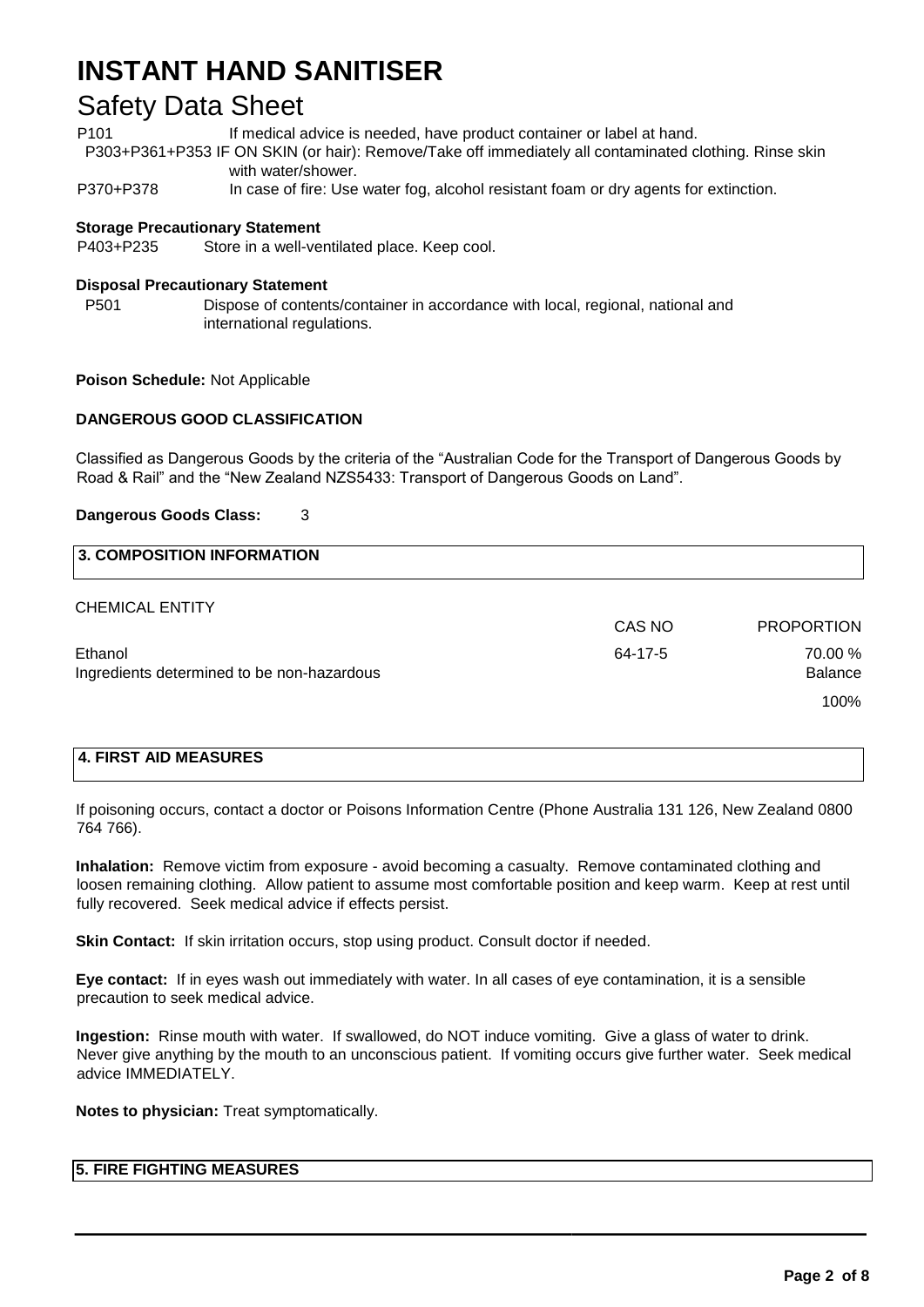P101 If medical advice is needed, have product container or label at hand.

P303+P361+P353 IF ON SKIN (or hair): Remove/Take off immediately all contaminated clothing. Rinse skin with water/shower.

P370+P378 In case of fire: Use water fog, alcohol resistant foam or dry agents for extinction.

**Storage Precautionary Statement**

P403+P235 Store in a well-ventilated place. Keep cool.

**Disposal Precautionary Statement**

P501 Dispose of contents/container in accordance with local, regional, national and international regulations.

**Poison Schedule:** Not Applicable

**DANGEROUS GOOD CLASSIFICATION**

Classified as Dangerous Goods by the criteria of the "Australian Code for the Transport of Dangerous Goods by Road & Rail" and the "New Zealand NZS5433: Transport of Dangerous Goods on Land".

**Dangerous Goods Class:** 3

## 3. COMPOSITION INFORMATION

| CHEMICAL ENTITY | CAS NO | PROPORTION |
|---|---|---|
| Ethanol | 64-17-5 | 70.00 % |
| Ingredients determined to be non-hazardous | | Balance |
| | | 100% |

## 4. FIRST AID MEASURES

If poisoning occurs, contact a doctor or Poisons Information Centre (Phone Australia 131 126, New Zealand 0800 764 766).

**Inhalation:** Remove victim from exposure - avoid becoming a casualty. Remove contaminated clothing and loosen remaining clothing. Allow patient to assume most comfortable position and keep warm. Keep at rest until fully recovered. Seek medical advice if effects persist.

**Skin Contact:** If skin irritation occurs, stop using product. Consult doctor if needed.

**Eye contact:** If in eyes wash out immediately with water. In all cases of eye contamination, it is a sensible precaution to seek medical advice.

**Ingestion:** Rinse mouth with water. If swallowed, do NOT induce vomiting. Give a glass of water to drink. Never give anything by the mouth to an unconscious patient. If vomiting occurs give further water. Seek medical advice IMMEDIATELY.

**Notes to physician:** Treat symptomatically.

## 5. FIRE FIGHTING MEASURES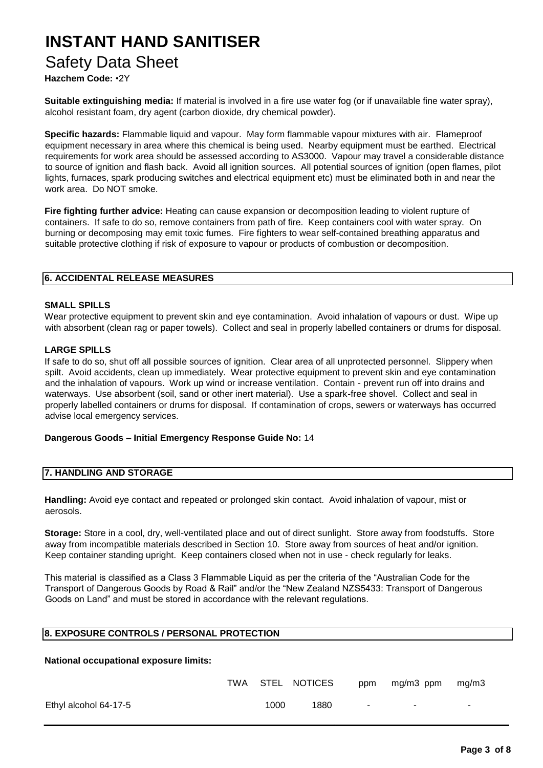**Suitable extinguishing media:** If material is involved in a fire use water fog (or if unavailable fine water spray), alcohol resistant foam, dry agent (carbon dioxide, dry chemical powder).

**Specific hazards:** Flammable liquid and vapour. May form flammable vapour mixtures with air. Flameproof equipment necessary in area where this chemical is being used. Nearby equipment must be earthed. Electrical requirements for work area should be assessed according to AS3000. Vapour may travel a considerable distance to source of ignition and flash back. Avoid all ignition sources. All potential sources of ignition (open flames, pilot lights, furnaces, spark producing switches and electrical equipment etc) must be eliminated both in and near the work area. Do NOT smoke.

**Fire fighting further advice:** Heating can cause expansion or decomposition leading to violent rupture of containers. If safe to do so, remove containers from path of fire. Keep containers cool with water spray. On burning or decomposing may emit toxic fumes. Fire fighters to wear self-contained breathing apparatus and suitable protective clothing if risk of exposure to vapour or products of combustion or decomposition.

## 6. ACCIDENTAL RELEASE MEASURES

### SMALL SPILLS

Wear protective equipment to prevent skin and eye contamination. Avoid inhalation of vapours or dust. Wipe up with absorbent (clean rag or paper towels). Collect and seal in properly labelled containers or drums for disposal.

### LARGE SPILLS

If safe to do so, shut off all possible sources of ignition. Clear area of all unprotected personnel. Slippery when spilt. Avoid accidents, clean up immediately. Wear protective equipment to prevent skin and eye contamination and the inhalation of vapours. Work up wind or increase ventilation. Contain - prevent run off into drains and waterways. Use absorbent (soil, sand or other inert material). Use a spark-free shovel. Collect and seal in properly labelled containers or drums for disposal. If contamination of crops, sewers or waterways has occurred advise local emergency services.

**Dangerous Goods – Initial Emergency Response Guide No:** 14

## 7. HANDLING AND STORAGE

**Handling:** Avoid eye contact and repeated or prolonged skin contact. Avoid inhalation of vapour, mist or aerosols.

**Storage:** Store in a cool, dry, well-ventilated place and out of direct sunlight. Store away from foodstuffs. Store away from incompatible materials described in Section 10. Store away from sources of heat and/or ignition. Keep container standing upright. Keep containers closed when not in use - check regularly for leaks.

This material is classified as a Class 3 Flammable Liquid as per the criteria of the "Australian Code for the Transport of Dangerous Goods by Road & Rail" and/or the "New Zealand NZS5433: Transport of Dangerous Goods on Land" and must be stored in accordance with the relevant regulations.

## 8. EXPOSURE CONTROLS / PERSONAL PROTECTION

**National occupational exposure limits:**

| | TWA | STEL | NOTICES | ppm | mg/m3 ppm | mg/m3 |
|---|---|---|---|---|---|---|
| Ethyl alcohol 64-17-5 | | 1000 | 1880 | - | - | - |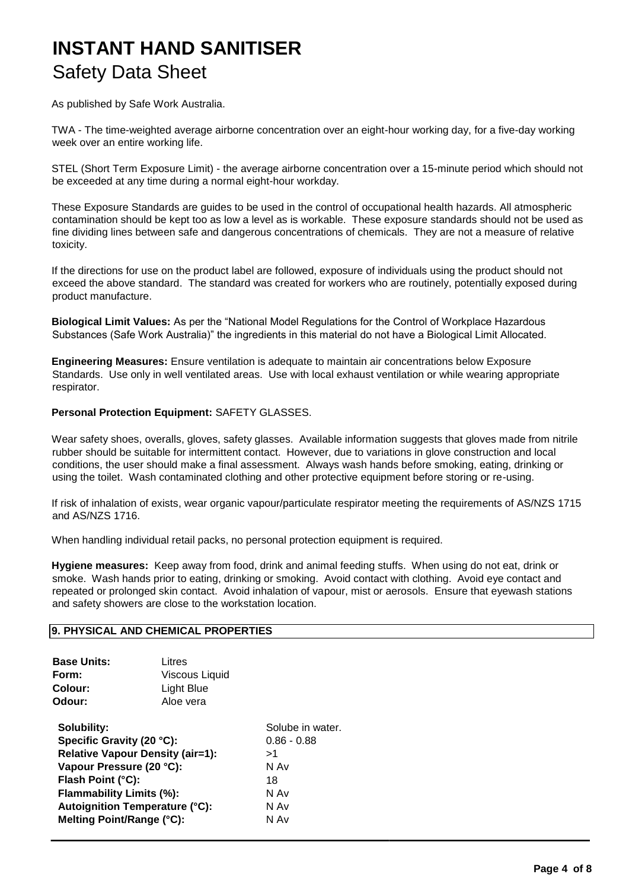As published by Safe Work Australia.

TWA - The time-weighted average airborne concentration over an eight-hour working day, for a five-day working week over an entire working life.

STEL (Short Term Exposure Limit) - the average airborne concentration over a 15-minute period which should not be exceeded at any time during a normal eight-hour workday.

These Exposure Standards are guides to be used in the control of occupational health hazards. All atmospheric contamination should be kept too as low a level as is workable. These exposure standards should not be used as fine dividing lines between safe and dangerous concentrations of chemicals. They are not a measure of relative toxicity.

If the directions for use on the product label are followed, exposure of individuals using the product should not exceed the above standard. The standard was created for workers who are routinely, potentially exposed during product manufacture.

**Biological Limit Values:** As per the "National Model Regulations for the Control of Workplace Hazardous Substances (Safe Work Australia)" the ingredients in this material do not have a Biological Limit Allocated.

**Engineering Measures:** Ensure ventilation is adequate to maintain air concentrations below Exposure Standards. Use only in well ventilated areas. Use with local exhaust ventilation or while wearing appropriate respirator.

**Personal Protection Equipment:** SAFETY GLASSES.

Wear safety shoes, overalls, gloves, safety glasses. Available information suggests that gloves made from nitrile rubber should be suitable for intermittent contact. However, due to variations in glove construction and local conditions, the user should make a final assessment. Always wash hands before smoking, eating, drinking or using the toilet. Wash contaminated clothing and other protective equipment before storing or re-using.

If risk of inhalation of exists, wear organic vapour/particulate respirator meeting the requirements of AS/NZS 1715 and AS/NZS 1716.

When handling individual retail packs, no personal protection equipment is required.

**Hygiene measures:** Keep away from food, drink and animal feeding stuffs. When using do not eat, drink or smoke. Wash hands prior to eating, drinking or smoking. Avoid contact with clothing. Avoid eye contact and repeated or prolonged skin contact. Avoid inhalation of vapour, mist or aerosols. Ensure that eyewash stations and safety showers are close to the workstation location.

## 9. PHYSICAL AND CHEMICAL PROPERTIES

**Base Units:** Litres
**Form:** Viscous Liquid
**Colour:** Light Blue
**Odour:** Aloe vera

**Solubility:** Solube in water.
**Specific Gravity (20 °C):** 0.86 - 0.88
**Relative Vapour Density (air=1):** >1
**Vapour Pressure (20 °C):** N Av
**Flash Point (°C):** 18
**Flammability Limits (%):** N Av
**Autoignition Temperature (°C):** N Av
**Melting Point/Range (°C):** N Av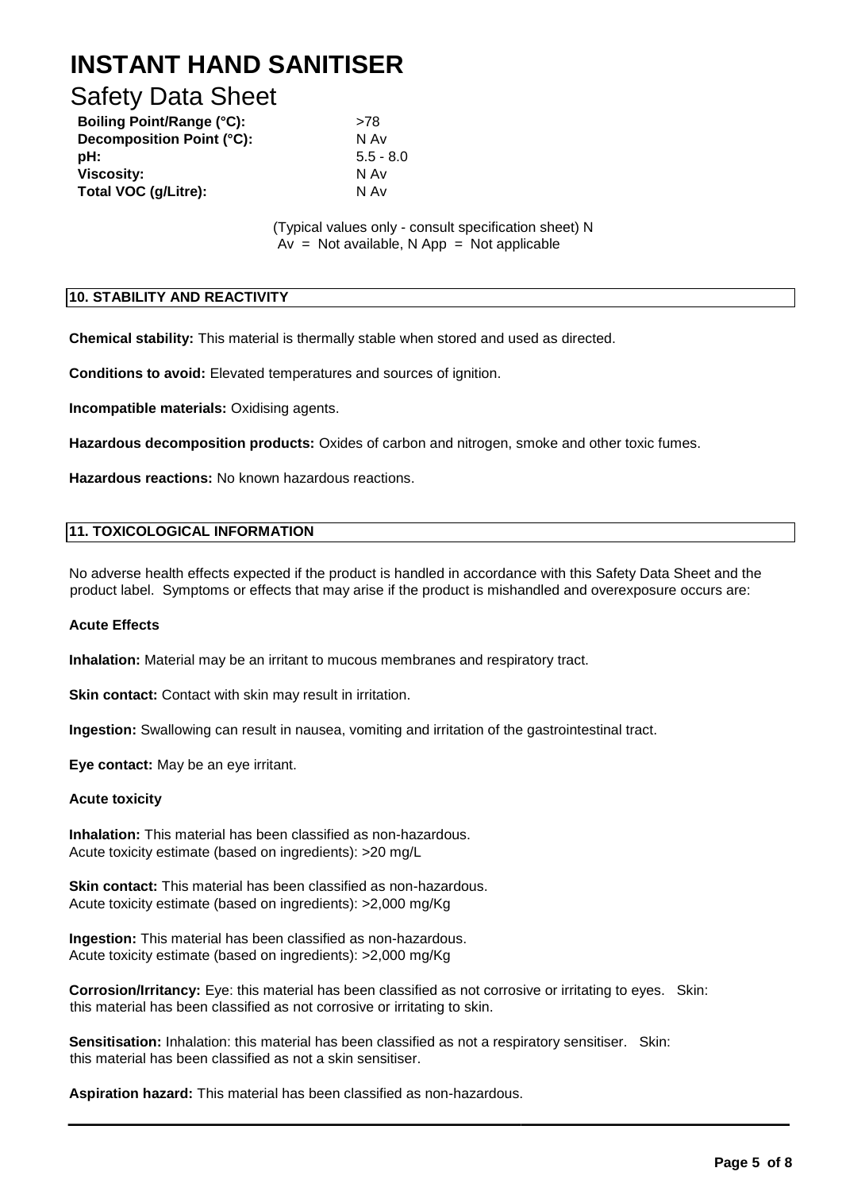| | |
|---|---|
| **Boiling Point/Range (°C):** | >78 |
| **Decomposition Point (°C):** | N Av |
| **pH:** | 5.5 - 8.0 |
| **Viscosity:** | N Av |
| **Total VOC (g/Litre):** | N Av |

(Typical values only - consult specification sheet) N Av = Not available, N App = Not applicable

## 10. STABILITY AND REACTIVITY

**Chemical stability:** This material is thermally stable when stored and used as directed.

**Conditions to avoid:** Elevated temperatures and sources of ignition.

**Incompatible materials:** Oxidising agents.

**Hazardous decomposition products:** Oxides of carbon and nitrogen, smoke and other toxic fumes.

**Hazardous reactions:** No known hazardous reactions.

## 11. TOXICOLOGICAL INFORMATION

No adverse health effects expected if the product is handled in accordance with this Safety Data Sheet and the product label. Symptoms or effects that may arise if the product is mishandled and overexposure occurs are:

**Acute Effects**

**Inhalation:** Material may be an irritant to mucous membranes and respiratory tract.

**Skin contact:** Contact with skin may result in irritation.

**Ingestion:** Swallowing can result in nausea, vomiting and irritation of the gastrointestinal tract.

**Eye contact:** May be an eye irritant.

**Acute toxicity**

**Inhalation:** This material has been classified as non-hazardous.
Acute toxicity estimate (based on ingredients): >20 mg/L

**Skin contact:** This material has been classified as non-hazardous.
Acute toxicity estimate (based on ingredients): >2,000 mg/Kg

**Ingestion:** This material has been classified as non-hazardous.
Acute toxicity estimate (based on ingredients): >2,000 mg/Kg

**Corrosion/Irritancy:** Eye: this material has been classified as not corrosive or irritating to eyes. Skin: this material has been classified as not corrosive or irritating to skin.

**Sensitisation:** Inhalation: this material has been classified as not a respiratory sensitiser. Skin: this material has been classified as not a skin sensitiser.

**Aspiration hazard:** This material has been classified as non-hazardous.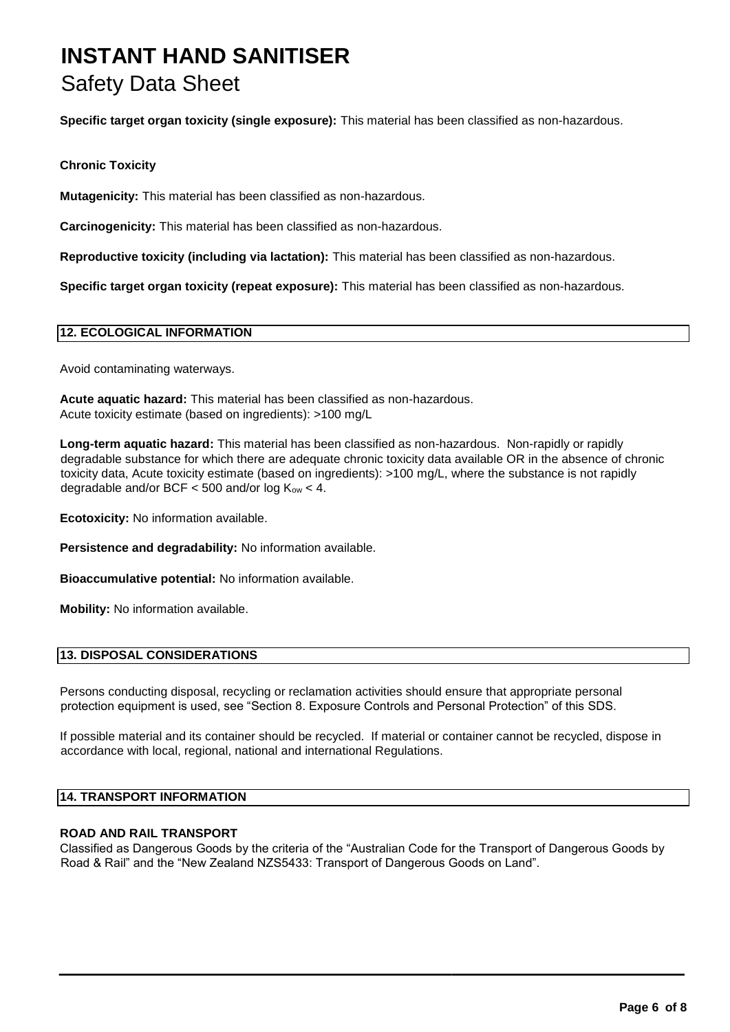**Specific target organ toxicity (single exposure):** This material has been classified as non-hazardous.

**Chronic Toxicity**

**Mutagenicity:** This material has been classified as non-hazardous.

**Carcinogenicity:** This material has been classified as non-hazardous.

**Reproductive toxicity (including via lactation):** This material has been classified as non-hazardous.

**Specific target organ toxicity (repeat exposure):** This material has been classified as non-hazardous.

## 12. ECOLOGICAL INFORMATION

Avoid contaminating waterways.

**Acute aquatic hazard:** This material has been classified as non-hazardous.
Acute toxicity estimate (based on ingredients): >100 mg/L

**Long-term aquatic hazard:** This material has been classified as non-hazardous. Non-rapidly or rapidly degradable substance for which there are adequate chronic toxicity data available OR in the absence of chronic toxicity data, Acute toxicity estimate (based on ingredients): >100 mg/L, where the substance is not rapidly degradable and/or BCF < 500 and/or log $K_{ow}$ < 4.

**Ecotoxicity:** No information available.

**Persistence and degradability:** No information available.

**Bioaccumulative potential:** No information available.

**Mobility:** No information available.

## 13. DISPOSAL CONSIDERATIONS

Persons conducting disposal, recycling or reclamation activities should ensure that appropriate personal protection equipment is used, see "Section 8. Exposure Controls and Personal Protection" of this SDS.

If possible material and its container should be recycled. If material or container cannot be recycled, dispose in accordance with local, regional, national and international Regulations.

## 14. TRANSPORT INFORMATION

**ROAD AND RAIL TRANSPORT**

Classified as Dangerous Goods by the criteria of the "Australian Code for the Transport of Dangerous Goods by Road & Rail" and the "New Zealand NZS5433: Transport of Dangerous Goods on Land".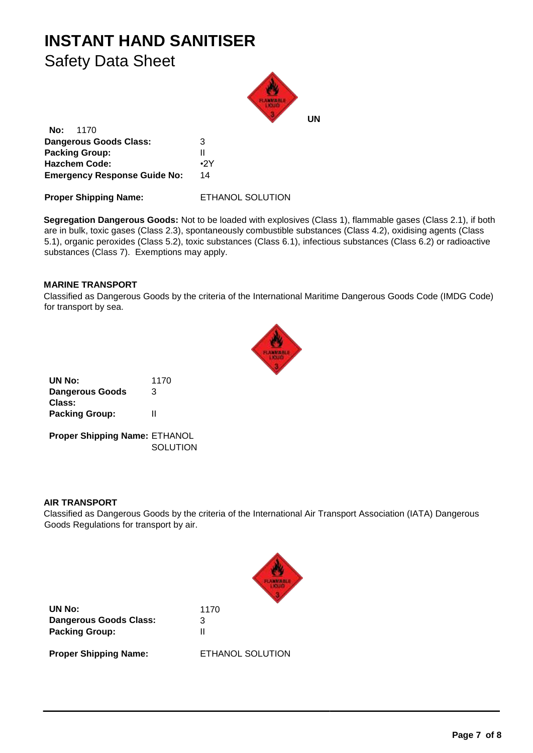# INSTANT HAND SANITISER

Safety Data Sheet

| | |
|---|---|
| **UN No:** | 1170 |
| **Dangerous Goods Class:** | 3 |
| **Packing Group:** | II |
| **Hazchem Code:** | •2Y |
| **Emergency Response Guide No:** | 14 |

**Proper Shipping Name:** ETHANOL SOLUTION

**Segregation Dangerous Goods:** Not to be loaded with explosives (Class 1), flammable gases (Class 2.1), if both are in bulk, toxic gases (Class 2.3), spontaneously combustible substances (Class 4.2), oxidising agents (Class 5.1), organic peroxides (Class 5.2), toxic substances (Class 6.1), infectious substances (Class 6.2) or radioactive substances (Class 7). Exemptions may apply.

**MARINE TRANSPORT**

Classified as Dangerous Goods by the criteria of the International Maritime Dangerous Goods Code (IMDG Code) for transport by sea.

| | |
|---|---|
| **UN No:** | 1170 |
| **Dangerous Goods Class:** | 3 |
| **Packing Group:** | II |

**Proper Shipping Name:** ETHANOL SOLUTION

**AIR TRANSPORT**

Classified as Dangerous Goods by the criteria of the International Air Transport Association (IATA) Dangerous Goods Regulations for transport by air.

| | |
|---|---|
| **UN No:** | 1170 |
| **Dangerous Goods Class:** | 3 |
| **Packing Group:** | II |

**Proper Shipping Name:** ETHANOL SOLUTION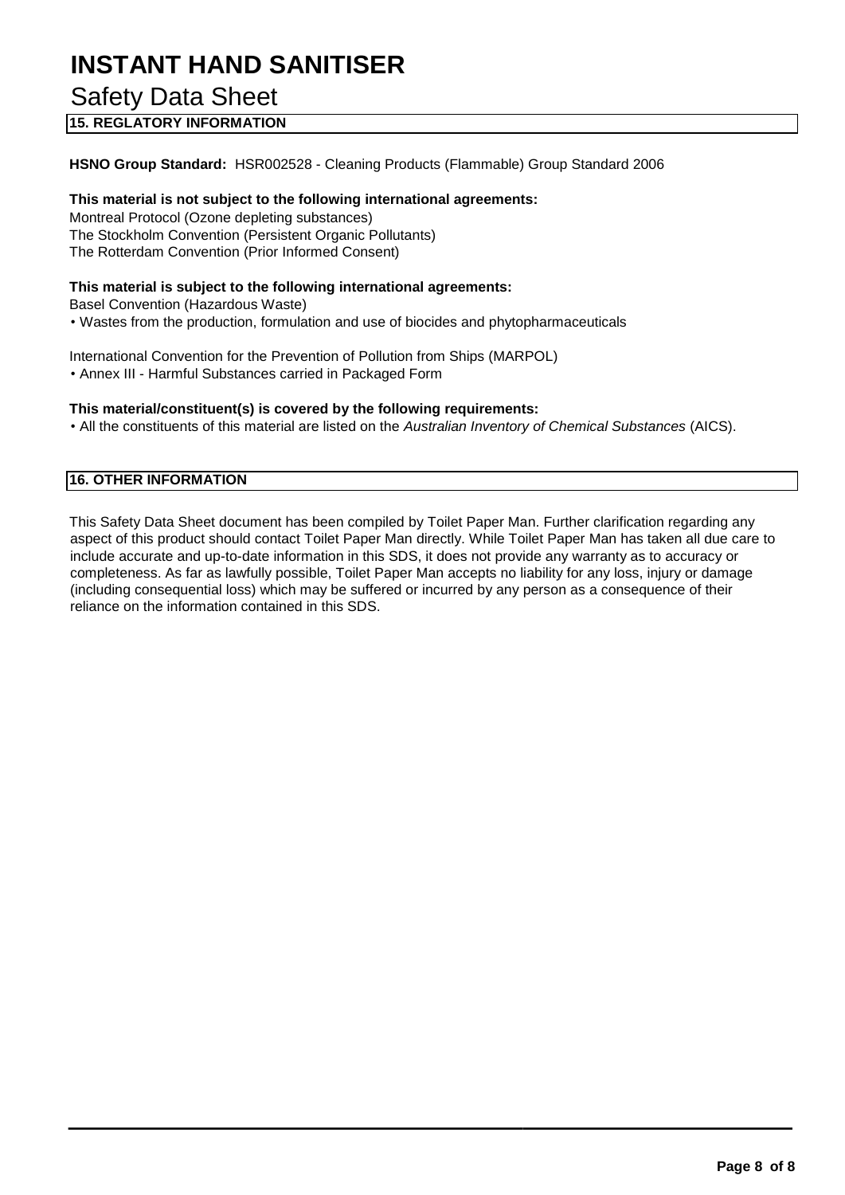## 15. REGLATORY INFORMATION

**HSNO Group Standard:** HSR002528 - Cleaning Products (Flammable) Group Standard 2006

**This material is not subject to the following international agreements:**

Montreal Protocol (Ozone depleting substances)
The Stockholm Convention (Persistent Organic Pollutants)
The Rotterdam Convention (Prior Informed Consent)

**This material is subject to the following international agreements:**

Basel Convention (Hazardous Waste)
• Wastes from the production, formulation and use of biocides and phytopharmaceuticals

International Convention for the Prevention of Pollution from Ships (MARPOL)
• Annex III - Harmful Substances carried in Packaged Form

**This material/constituent(s) is covered by the following requirements:**

• All the constituents of this material are listed on the *Australian Inventory of Chemical Substances* (AICS).

## 16. OTHER INFORMATION

This Safety Data Sheet document has been compiled by Toilet Paper Man. Further clarification regarding any aspect of this product should contact Toilet Paper Man directly. While Toilet Paper Man has taken all due care to include accurate and up-to-date information in this SDS, it does not provide any warranty as to accuracy or completeness. As far as lawfully possible, Toilet Paper Man accepts no liability for any loss, injury or damage (including consequential loss) which may be suffered or incurred by any person as a consequence of their reliance on the information contained in this SDS.